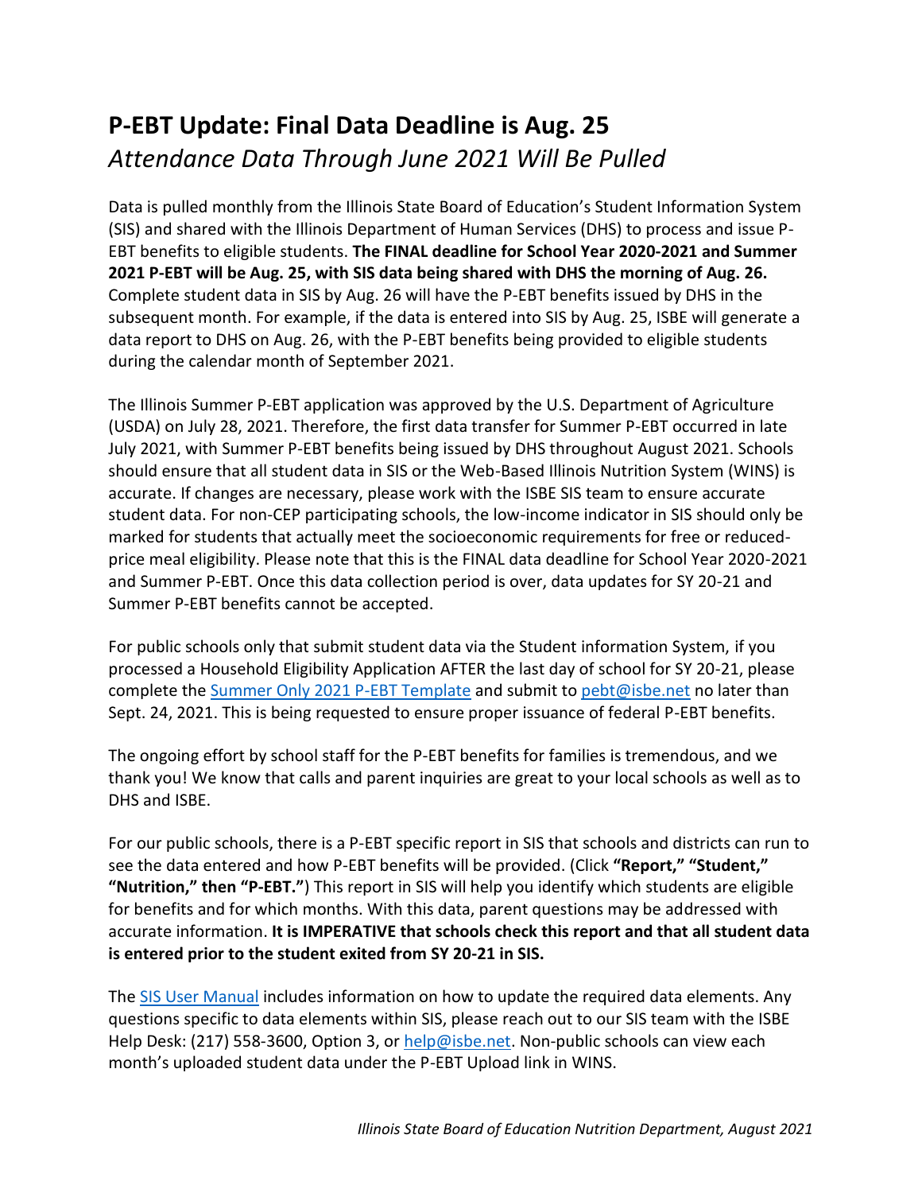# P-EBT Update: Final Data Deadline is Aug. 25

*Attendance Data Through June 2021 Will Be Pulled*

Data is pulled monthly from the Illinois State Board of Education's Student Information System (SIS) and shared with the Illinois Department of Human Services (DHS) to process and issue P-EBT benefits to eligible students. **The FINAL deadline for School Year 2020-2021 and Summer 2021 P-EBT will be Aug. 25, with SIS data being shared with DHS the morning of Aug. 26.** Complete student data in SIS by Aug. 26 will have the P-EBT benefits issued by DHS in the subsequent month. For example, if the data is entered into SIS by Aug. 25, ISBE will generate a data report to DHS on Aug. 26, with the P-EBT benefits being provided to eligible students during the calendar month of September 2021.

The Illinois Summer P-EBT application was approved by the U.S. Department of Agriculture (USDA) on July 28, 2021. Therefore, the first data transfer for Summer P-EBT occurred in late July 2021, with Summer P-EBT benefits being issued by DHS throughout August 2021. Schools should ensure that all student data in SIS or the Web-Based Illinois Nutrition System (WINS) is accurate. If changes are necessary, please work with the ISBE SIS team to ensure accurate student data. For non-CEP participating schools, the low-income indicator in SIS should only be marked for students that actually meet the socioeconomic requirements for free or reduced-price meal eligibility. Please note that this is the FINAL data deadline for School Year 2020-2021 and Summer P-EBT. Once this data collection period is over, data updates for SY 20-21 and Summer P-EBT benefits cannot be accepted.

For public schools only that submit student data via the Student information System, if you processed a Household Eligibility Application AFTER the last day of school for SY 20-21, please complete the [Summer Only 2021 P-EBT Template]() and submit to [pebt@isbe.net](mailto:pebt@isbe.net) no later than Sept. 24, 2021. This is being requested to ensure proper issuance of federal P-EBT benefits.

The ongoing effort by school staff for the P-EBT benefits for families is tremendous, and we thank you! We know that calls and parent inquiries are great to your local schools as well as to DHS and ISBE.

For our public schools, there is a P-EBT specific report in SIS that schools and districts can run to see the data entered and how P-EBT benefits will be provided. (Click **"Report," "Student," "Nutrition," then "P-EBT."**) This report in SIS will help you identify which students are eligible for benefits and for which months. With this data, parent questions may be addressed with accurate information. **It is IMPERATIVE that schools check this report and that all student data is entered prior to the student exited from SY 20-21 in SIS.**

The [SIS User Manual]() includes information on how to update the required data elements. Any questions specific to data elements within SIS, please reach out to our SIS team with the ISBE Help Desk: (217) 558-3600, Option 3, or [help@isbe.net](mailto:help@isbe.net). Non-public schools can view each month's uploaded student data under the P-EBT Upload link in WINS.

*Illinois State Board of Education Nutrition Department, August 2021*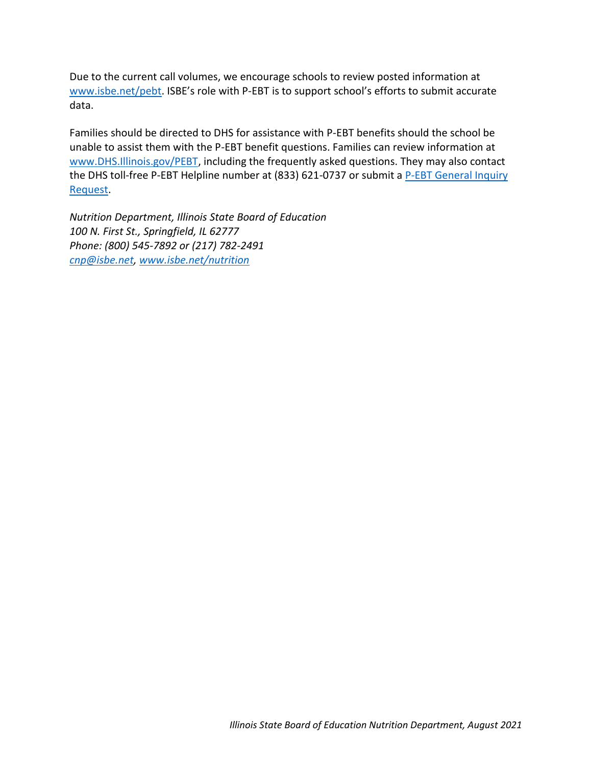Due to the current call volumes, we encourage schools to review posted information at www.isbe.net/pebt. ISBE's role with P-EBT is to support school's efforts to submit accurate data.

Families should be directed to DHS for assistance with P-EBT benefits should the school be unable to assist them with the P-EBT benefit questions. Families can review information at www.DHS.Illinois.gov/PEBT, including the frequently asked questions. They may also contact the DHS toll-free P-EBT Helpline number at (833) 621-0737 or submit a P-EBT General Inquiry Request.

*Nutrition Department, Illinois State Board of Education*
*100 N. First St., Springfield, IL 62777*
*Phone: (800) 545-7892 or (217) 782-2491*
*cnp@isbe.net, www.isbe.net/nutrition*